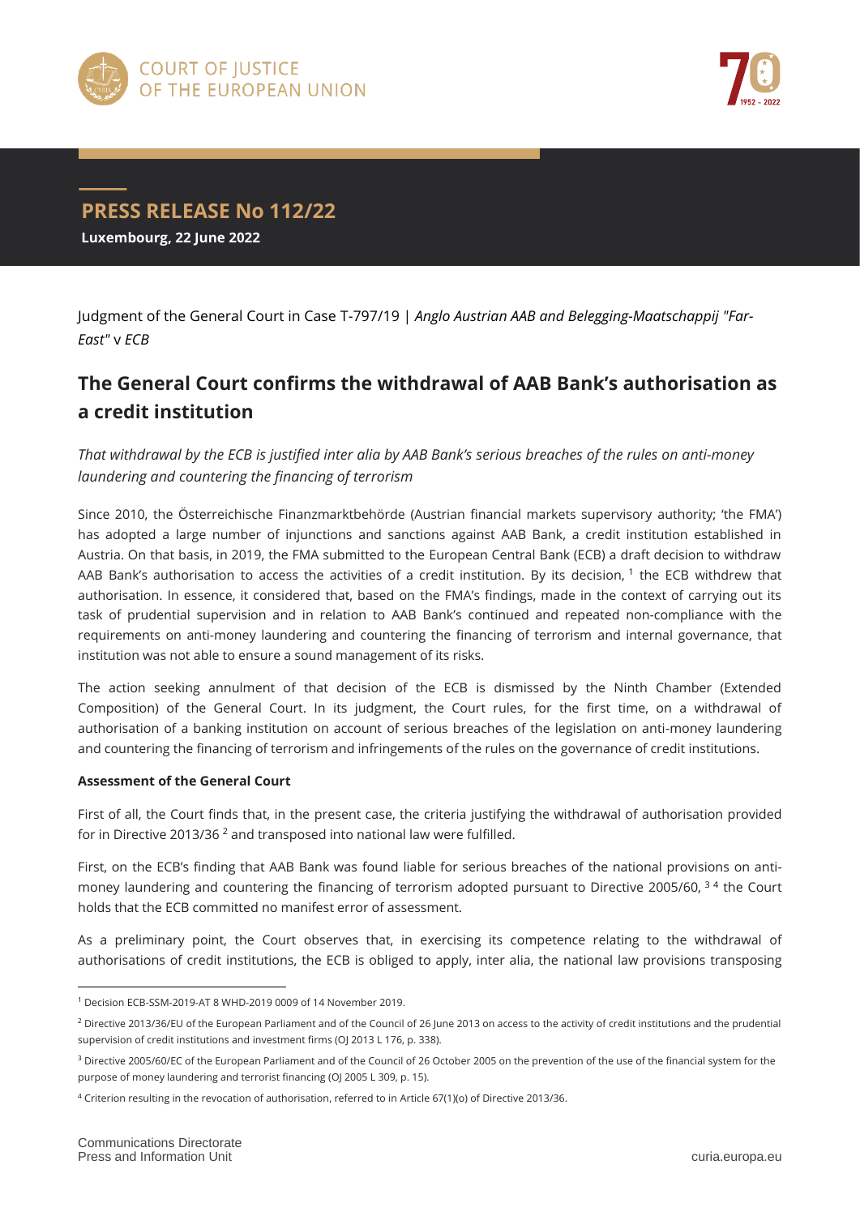COURT OF JUSTICE
OF THE EUROPEAN UNION

## PRESS RELEASE No 112/22

**Luxembourg, 22 June 2022**

Judgment of the General Court in Case T-797/19 | *Anglo Austrian AAB and Belegging-Maatschappij "Far-East"* v *ECB*

# The General Court confirms the withdrawal of AAB Bank's authorisation as a credit institution

*That withdrawal by the ECB is justified inter alia by AAB Bank's serious breaches of the rules on anti-money laundering and countering the financing of terrorism*

Since 2010, the Österreichische Finanzmarktbehörde (Austrian financial markets supervisory authority; 'the FMA') has adopted a large number of injunctions and sanctions against AAB Bank, a credit institution established in Austria. On that basis, in 2019, the FMA submitted to the European Central Bank (ECB) a draft decision to withdraw AAB Bank's authorisation to access the activities of a credit institution. By its decision, [1] the ECB withdrew that authorisation. In essence, it considered that, based on the FMA's findings, made in the context of carrying out its task of prudential supervision and in relation to AAB Bank's continued and repeated non-compliance with the requirements on anti-money laundering and countering the financing of terrorism and internal governance, that institution was not able to ensure a sound management of its risks.

The action seeking annulment of that decision of the ECB is dismissed by the Ninth Chamber (Extended Composition) of the General Court. In its judgment, the Court rules, for the first time, on a withdrawal of authorisation of a banking institution on account of serious breaches of the legislation on anti-money laundering and countering the financing of terrorism and infringements of the rules on the governance of credit institutions.

**Assessment of the General Court**

First of all, the Court finds that, in the present case, the criteria justifying the withdrawal of authorisation provided for in Directive 2013/36 [2] and transposed into national law were fulfilled.

First, on the ECB's finding that AAB Bank was found liable for serious breaches of the national provisions on anti-money laundering and countering the financing of terrorism adopted pursuant to Directive 2005/60, [3] [4] the Court holds that the ECB committed no manifest error of assessment.

As a preliminary point, the Court observes that, in exercising its competence relating to the withdrawal of authorisations of credit institutions, the ECB is obliged to apply, inter alia, the national law provisions transposing

---

[1] Decision ECB-SSM-2019-AT 8 WHD-2019 0009 of 14 November 2019.

[2] Directive 2013/36/EU of the European Parliament and of the Council of 26 June 2013 on access to the activity of credit institutions and the prudential supervision of credit institutions and investment firms (OJ 2013 L 176, p. 338).

[3] Directive 2005/60/EC of the European Parliament and of the Council of 26 October 2005 on the prevention of the use of the financial system for the purpose of money laundering and terrorist financing (OJ 2005 L 309, p. 15).

[4] Criterion resulting in the revocation of authorisation, referred to in Article 67(1)(o) of Directive 2013/36.

Communications Directorate
Press and Information Unit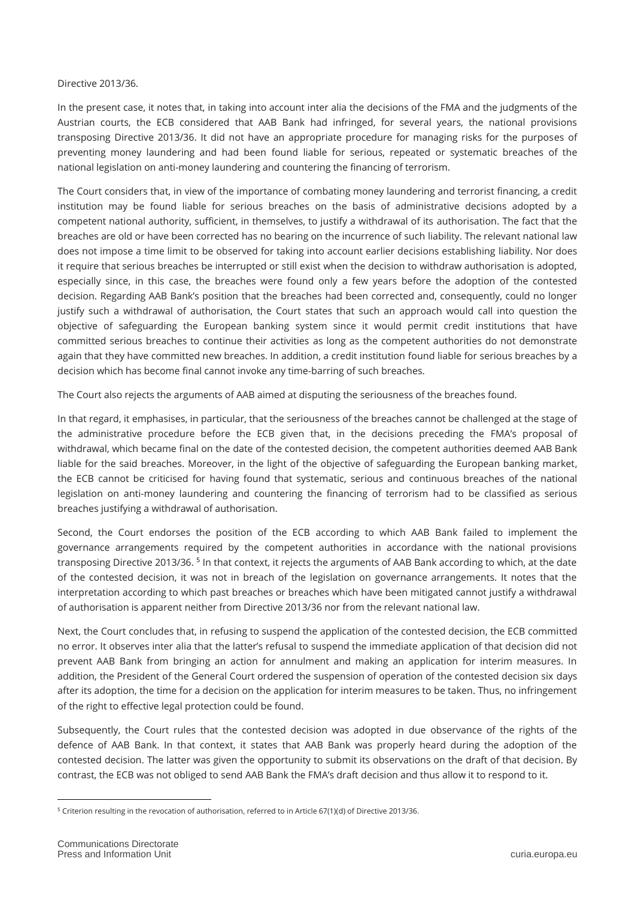Directive 2013/36.

In the present case, it notes that, in taking into account inter alia the decisions of the FMA and the judgments of the Austrian courts, the ECB considered that AAB Bank had infringed, for several years, the national provisions transposing Directive 2013/36. It did not have an appropriate procedure for managing risks for the purposes of preventing money laundering and had been found liable for serious, repeated or systematic breaches of the national legislation on anti-money laundering and countering the financing of terrorism.

The Court considers that, in view of the importance of combating money laundering and terrorist financing, a credit institution may be found liable for serious breaches on the basis of administrative decisions adopted by a competent national authority, sufficient, in themselves, to justify a withdrawal of its authorisation. The fact that the breaches are old or have been corrected has no bearing on the incurrence of such liability. The relevant national law does not impose a time limit to be observed for taking into account earlier decisions establishing liability. Nor does it require that serious breaches be interrupted or still exist when the decision to withdraw authorisation is adopted, especially since, in this case, the breaches were found only a few years before the adoption of the contested decision. Regarding AAB Bank's position that the breaches had been corrected and, consequently, could no longer justify such a withdrawal of authorisation, the Court states that such an approach would call into question the objective of safeguarding the European banking system since it would permit credit institutions that have committed serious breaches to continue their activities as long as the competent authorities do not demonstrate again that they have committed new breaches. In addition, a credit institution found liable for serious breaches by a decision which has become final cannot invoke any time-barring of such breaches.

The Court also rejects the arguments of AAB aimed at disputing the seriousness of the breaches found.

In that regard, it emphasises, in particular, that the seriousness of the breaches cannot be challenged at the stage of the administrative procedure before the ECB given that, in the decisions preceding the FMA's proposal of withdrawal, which became final on the date of the contested decision, the competent authorities deemed AAB Bank liable for the said breaches. Moreover, in the light of the objective of safeguarding the European banking market, the ECB cannot be criticised for having found that systematic, serious and continuous breaches of the national legislation on anti-money laundering and countering the financing of terrorism had to be classified as serious breaches justifying a withdrawal of authorisation.

Second, the Court endorses the position of the ECB according to which AAB Bank failed to implement the governance arrangements required by the competent authorities in accordance with the national provisions transposing Directive 2013/36. [5] In that context, it rejects the arguments of AAB Bank according to which, at the date of the contested decision, it was not in breach of the legislation on governance arrangements. It notes that the interpretation according to which past breaches or breaches which have been mitigated cannot justify a withdrawal of authorisation is apparent neither from Directive 2013/36 nor from the relevant national law.

Next, the Court concludes that, in refusing to suspend the application of the contested decision, the ECB committed no error. It observes inter alia that the latter's refusal to suspend the immediate application of that decision did not prevent AAB Bank from bringing an action for annulment and making an application for interim measures. In addition, the President of the General Court ordered the suspension of operation of the contested decision six days after its adoption, the time for a decision on the application for interim measures to be taken. Thus, no infringement of the right to effective legal protection could be found.

Subsequently, the Court rules that the contested decision was adopted in due observance of the rights of the defence of AAB Bank. In that context, it states that AAB Bank was properly heard during the adoption of the contested decision. The latter was given the opportunity to submit its observations on the draft of that decision. By contrast, the ECB was not obliged to send AAB Bank the FMA's draft decision and thus allow it to respond to it.

---

[5] Criterion resulting in the revocation of authorisation, referred to in Article 67(1)(d) of Directive 2013/36.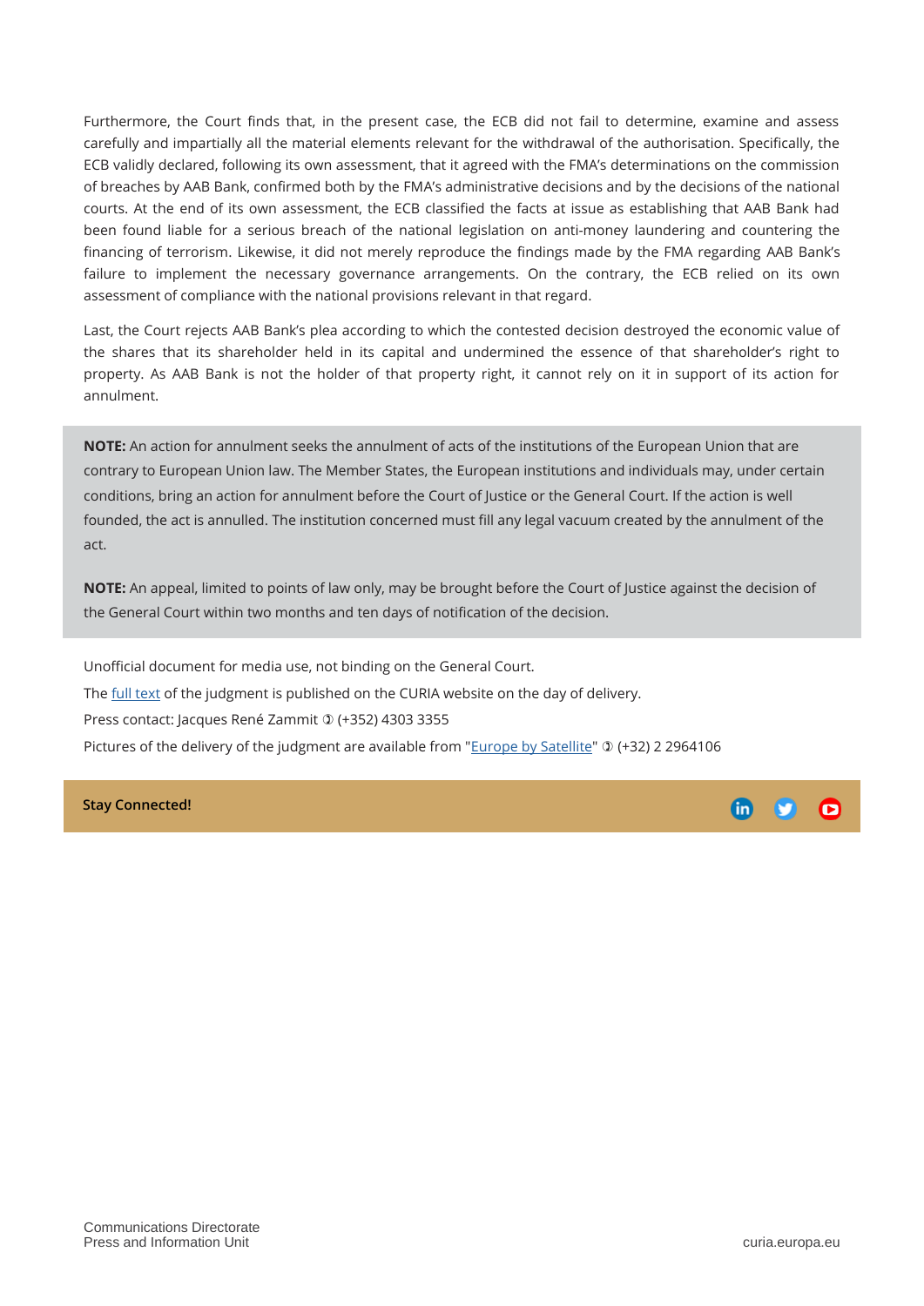Furthermore, the Court finds that, in the present case, the ECB did not fail to determine, examine and assess carefully and impartially all the material elements relevant for the withdrawal of the authorisation. Specifically, the ECB validly declared, following its own assessment, that it agreed with the FMA's determinations on the commission of breaches by AAB Bank, confirmed both by the FMA's administrative decisions and by the decisions of the national courts. At the end of its own assessment, the ECB classified the facts at issue as establishing that AAB Bank had been found liable for a serious breach of the national legislation on anti-money laundering and countering the financing of terrorism. Likewise, it did not merely reproduce the findings made by the FMA regarding AAB Bank's failure to implement the necessary governance arrangements. On the contrary, the ECB relied on its own assessment of compliance with the national provisions relevant in that regard.

Last, the Court rejects AAB Bank's plea according to which the contested decision destroyed the economic value of the shares that its shareholder held in its capital and undermined the essence of that shareholder's right to property. As AAB Bank is not the holder of that property right, it cannot rely on it in support of its action for annulment.

**NOTE:** An action for annulment seeks the annulment of acts of the institutions of the European Union that are contrary to European Union law. The Member States, the European institutions and individuals may, under certain conditions, bring an action for annulment before the Court of Justice or the General Court. If the action is well founded, the act is annulled. The institution concerned must fill any legal vacuum created by the annulment of the act.

**NOTE:** An appeal, limited to points of law only, may be brought before the Court of Justice against the decision of the General Court within two months and ten days of notification of the decision.

Unofficial document for media use, not binding on the General Court.

The full text of the judgment is published on the CURIA website on the day of delivery.

Press contact: Jacques René Zammit ✆ (+352) 4303 3355

Pictures of the delivery of the judgment are available from "Europe by Satellite" ✆ (+32) 2 2964106

**Stay Connected!**